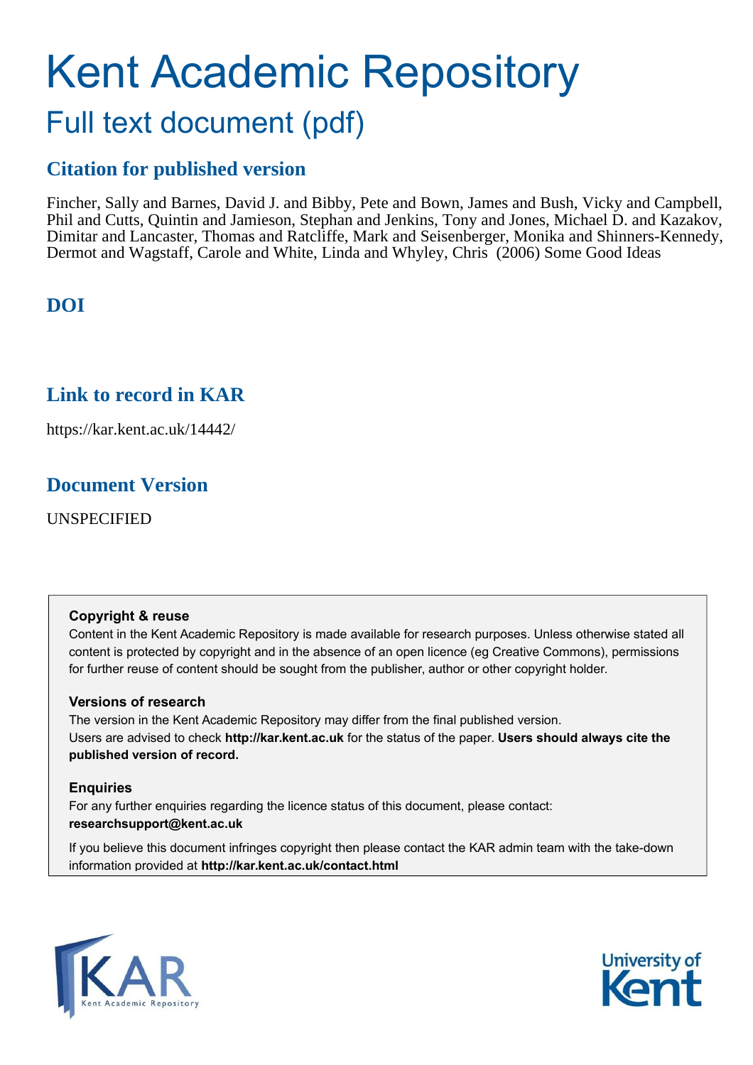# Kent Academic Repository

## Full text document (pdf)

### Citation for published version

Fincher, Sally and Barnes, David J. and Bibby, Pete and Bown, James and Bush, Vicky and Campbell, Phil and Cutts, Quintin and Jamieson, Stephan and Jenkins, Tony and Jones, Michael D. and Kazakov, Dimitar and Lancaster, Thomas and Ratcliffe, Mark and Seisenberger, Monika and Shinners-Kennedy, Dermot and Wagstaff, Carole and White, Linda and Whyley, Chris (2006) Some Good Ideas

### DOI

### Link to record in KAR

https://kar.kent.ac.uk/14442/

### Document Version

UNSPECIFIED

**Copyright & reuse**

Content in the Kent Academic Repository is made available for research purposes. Unless otherwise stated all content is protected by copyright and in the absence of an open licence (eg Creative Commons), permissions for further reuse of content should be sought from the publisher, author or other copyright holder.

**Versions of research**

The version in the Kent Academic Repository may differ from the final published version. Users are advised to check **http://kar.kent.ac.uk** for the status of the paper. **Users should always cite the published version of record.**

**Enquiries**

For any further enquiries regarding the licence status of this document, please contact: **researchsupport@kent.ac.uk**

If you believe this document infringes copyright then please contact the KAR admin team with the take-down information provided at **http://kar.kent.ac.uk/contact.html**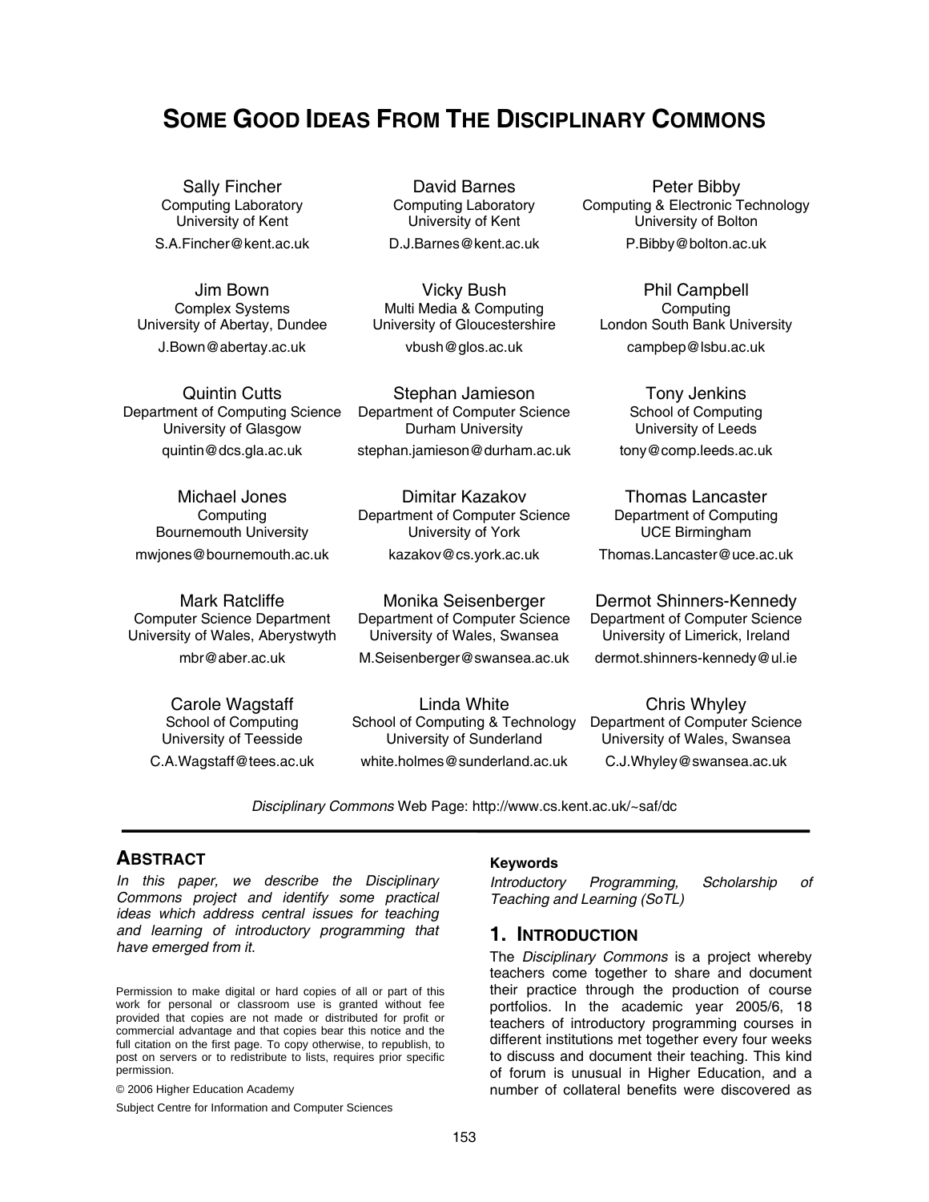# SOME GOOD IDEAS FROM THE DISCIPLINARY COMMONS

Sally Fincher
Computing Laboratory
University of Kent
S.A.Fincher@kent.ac.uk

David Barnes
Computing Laboratory
University of Kent
D.J.Barnes@kent.ac.uk

Peter Bibby
Computing & Electronic Technology
University of Bolton
P.Bibby@bolton.ac.uk

Jim Bown
Complex Systems
University of Abertay, Dundee
J.Bown@abertay.ac.uk

Vicky Bush
Multi Media & Computing
University of Gloucestershire
vbush@glos.ac.uk

Phil Campbell
Computing
London South Bank University
campbep@lsbu.ac.uk

Quintin Cutts
Department of Computing Science
University of Glasgow
quintin@dcs.gla.ac.uk

Stephan Jamieson
Department of Computer Science
Durham University
stephan.jamieson@durham.ac.uk

Tony Jenkins
School of Computing
University of Leeds
tony@comp.leeds.ac.uk

Michael Jones
Computing
Bournemouth University
mwjones@bournemouth.ac.uk

Dimitar Kazakov
Department of Computer Science
University of York
kazakov@cs.york.ac.uk

Thomas Lancaster
Department of Computing
UCE Birmingham
Thomas.Lancaster@uce.ac.uk

Mark Ratcliffe
Computer Science Department
University of Wales, Aberystwyth
mbr@aber.ac.uk

Monika Seisenberger
Department of Computer Science
University of Wales, Swansea
M.Seisenberger@swansea.ac.uk

Dermot Shinners-Kennedy
Department of Computer Science
University of Limerick, Ireland
dermot.shinners-kennedy@ul.ie

Carole Wagstaff
School of Computing
University of Teesside
C.A.Wagstaff@tees.ac.uk

Linda White
School of Computing & Technology
University of Sunderland
white.holmes@sunderland.ac.uk

Chris Whyley
Department of Computer Science
University of Wales, Swansea
C.J.Whyley@swansea.ac.uk

*Disciplinary Commons* Web Page: http://www.cs.kent.ac.uk/~saf/dc

## ABSTRACT

*In this paper, we describe the Disciplinary Commons project and identify some practical ideas which address central issues for teaching and learning of introductory programming that have emerged from it.*

Permission to make digital or hard copies of all or part of this work for personal or classroom use is granted without fee provided that copies are not made or distributed for profit or commercial advantage and that copies bear this notice and the full citation on the first page. To copy otherwise, to republish, to post on servers or to redistribute to lists, requires prior specific permission.

© 2006 Higher Education Academy

Subject Centre for Information and Computer Sciences

### Keywords

*Introductory Programming, Scholarship of Teaching and Learning (SoTL)*

## 1. INTRODUCTION

The *Disciplinary Commons* is a project whereby teachers come together to share and document their practice through the production of course portfolios. In the academic year 2005/6, 18 teachers of introductory programming courses in different institutions met together every four weeks to discuss and document their teaching. This kind of forum is unusual in Higher Education, and a number of collateral benefits were discovered as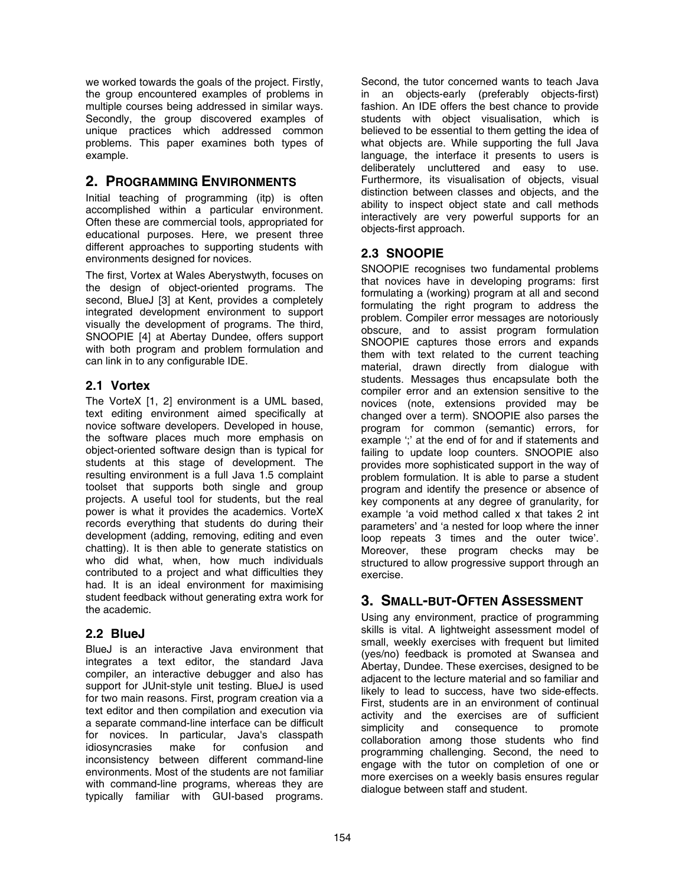we worked towards the goals of the project. Firstly, the group encountered examples of problems in multiple courses being addressed in similar ways. Secondly, the group discovered examples of unique practices which addressed common problems. This paper examines both types of example.

## 2. PROGRAMMING ENVIRONMENTS

Initial teaching of programming (itp) is often accomplished within a particular environment. Often these are commercial tools, appropriated for educational purposes. Here, we present three different approaches to supporting students with environments designed for novices.

The first, Vortex at Wales Aberystwyth, focuses on the design of object-oriented programs. The second, BlueJ [3] at Kent, provides a completely integrated development environment to support visually the development of programs. The third, SNOOPIE [4] at Abertay Dundee, offers support with both program and problem formulation and can link in to any configurable IDE.

### 2.1 Vortex

The VorteX [1, 2] environment is a UML based, text editing environment aimed specifically at novice software developers. Developed in house, the software places much more emphasis on object-oriented software design than is typical for students at this stage of development. The resulting environment is a full Java 1.5 complaint toolset that supports both single and group projects. A useful tool for students, but the real power is what it provides the academics. VorteX records everything that students do during their development (adding, removing, editing and even chatting). It is then able to generate statistics on who did what, when, how much individuals contributed to a project and what difficulties they had. It is an ideal environment for maximising student feedback without generating extra work for the academic.

### 2.2 BlueJ

BlueJ is an interactive Java environment that integrates a text editor, the standard Java compiler, an interactive debugger and also has support for JUnit-style unit testing. BlueJ is used for two main reasons. First, program creation via a text editor and then compilation and execution via a separate command-line interface can be difficult for novices. In particular, Java's classpath idiosyncrasies make for confusion and inconsistency between different command-line environments. Most of the students are not familiar with command-line programs, whereas they are typically familiar with GUI-based programs. Second, the tutor concerned wants to teach Java in an objects-early (preferably objects-first) fashion. An IDE offers the best chance to provide students with object visualisation, which is believed to be essential to them getting the idea of what objects are. While supporting the full Java language, the interface it presents to users is deliberately uncluttered and easy to use. Furthermore, its visualisation of objects, visual distinction between classes and objects, and the ability to inspect object state and call methods interactively are very powerful supports for an objects-first approach.

### 2.3 SNOOPIE

SNOOPIE recognises two fundamental problems that novices have in developing programs: first formulating a (working) program at all and second formulating the right program to address the problem. Compiler error messages are notoriously obscure, and to assist program formulation SNOOPIE captures those errors and expands them with text related to the current teaching material, drawn directly from dialogue with students. Messages thus encapsulate both the compiler error and an extension sensitive to the novices (note, extensions provided may be changed over a term). SNOOPIE also parses the program for common (semantic) errors, for example ';' at the end of for and if statements and failing to update loop counters. SNOOPIE also provides more sophisticated support in the way of problem formulation. It is able to parse a student program and identify the presence or absence of key components at any degree of granularity, for example 'a void method called x that takes 2 int parameters' and 'a nested for loop where the inner loop repeats 3 times and the outer twice'. Moreover, these program checks may be structured to allow progressive support through an exercise.

## 3. SMALL-BUT-OFTEN ASSESSMENT

Using any environment, practice of programming skills is vital. A lightweight assessment model of small, weekly exercises with frequent but limited (yes/no) feedback is promoted at Swansea and Abertay, Dundee. These exercises, designed to be adjacent to the lecture material and so familiar and likely to lead to success, have two side-effects. First, students are in an environment of continual activity and the exercises are of sufficient simplicity and consequence to promote collaboration among those students who find programming challenging. Second, the need to engage with the tutor on completion of one or more exercises on a weekly basis ensures regular dialogue between staff and student.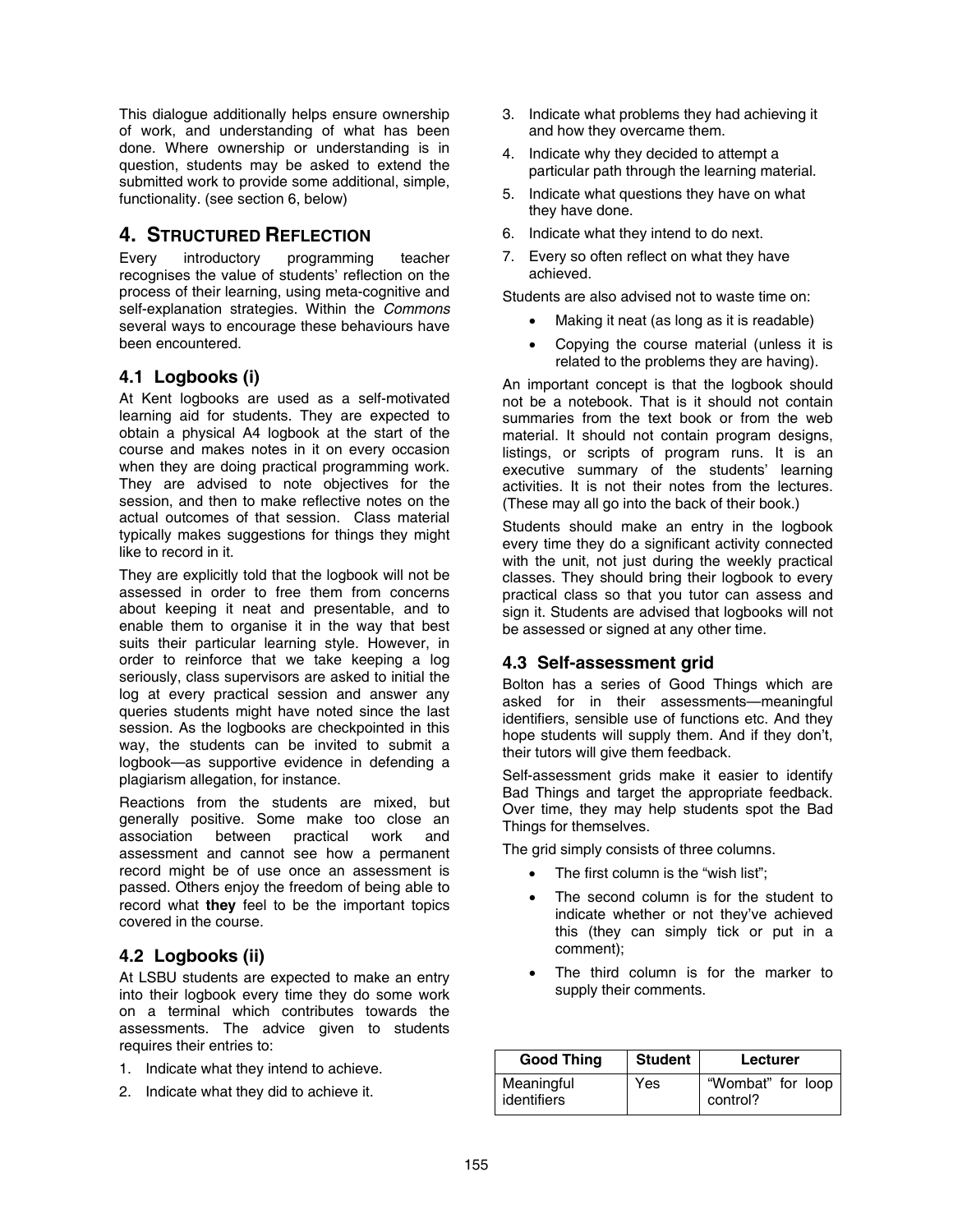This dialogue additionally helps ensure ownership of work, and understanding of what has been done. Where ownership or understanding is in question, students may be asked to extend the submitted work to provide some additional, simple, functionality. (see section 6, below)

## 4. STRUCTURED REFLECTION

Every introductory programming teacher recognises the value of students' reflection on the process of their learning, using meta-cognitive and self-explanation strategies. Within the *Commons* several ways to encourage these behaviours have been encountered.

### 4.1 Logbooks (i)

At Kent logbooks are used as a self-motivated learning aid for students. They are expected to obtain a physical A4 logbook at the start of the course and makes notes in it on every occasion when they are doing practical programming work. They are advised to note objectives for the session, and then to make reflective notes on the actual outcomes of that session. Class material typically makes suggestions for things they might like to record in it.

They are explicitly told that the logbook will not be assessed in order to free them from concerns about keeping it neat and presentable, and to enable them to organise it in the way that best suits their particular learning style. However, in order to reinforce that we take keeping a log seriously, class supervisors are asked to initial the log at every practical session and answer any queries students might have noted since the last session. As the logbooks are checkpointed in this way, the students can be invited to submit a logbook—as supportive evidence in defending a plagiarism allegation, for instance.

Reactions from the students are mixed, but generally positive. Some make too close an association between practical work and assessment and cannot see how a permanent record might be of use once an assessment is passed. Others enjoy the freedom of being able to record what **they** feel to be the important topics covered in the course.

### 4.2 Logbooks (ii)

At LSBU students are expected to make an entry into their logbook every time they do some work on a terminal which contributes towards the assessments. The advice given to students requires their entries to:

1. Indicate what they intend to achieve.
2. Indicate what they did to achieve it.
3. Indicate what problems they had achieving it and how they overcame them.
4. Indicate why they decided to attempt a particular path through the learning material.
5. Indicate what questions they have on what they have done.
6. Indicate what they intend to do next.
7. Every so often reflect on what they have achieved.

Students are also advised not to waste time on:

- Making it neat (as long as it is readable)
- Copying the course material (unless it is related to the problems they are having).

An important concept is that the logbook should not be a notebook. That is it should not contain summaries from the text book or from the web material. It should not contain program designs, listings, or scripts of program runs. It is an executive summary of the students' learning activities. It is not their notes from the lectures. (These may all go into the back of their book.)

Students should make an entry in the logbook every time they do a significant activity connected with the unit, not just during the weekly practical classes. They should bring their logbook to every practical class so that you tutor can assess and sign it. Students are advised that logbooks will not be assessed or signed at any other time.

### 4.3 Self-assessment grid

Bolton has a series of Good Things which are asked for in their assessments—meaningful identifiers, sensible use of functions etc. And they hope students will supply them. And if they don't, their tutors will give them feedback.

Self-assessment grids make it easier to identify Bad Things and target the appropriate feedback. Over time, they may help students spot the Bad Things for themselves.

The grid simply consists of three columns.

- The first column is the "wish list";
- The second column is for the student to indicate whether or not they've achieved this (they can simply tick or put in a comment);
- The third column is for the marker to supply their comments.

| Good Thing | Student | Lecturer |
|---|---|---|
| Meaningful identifiers | Yes | "Wombat" for loop control? |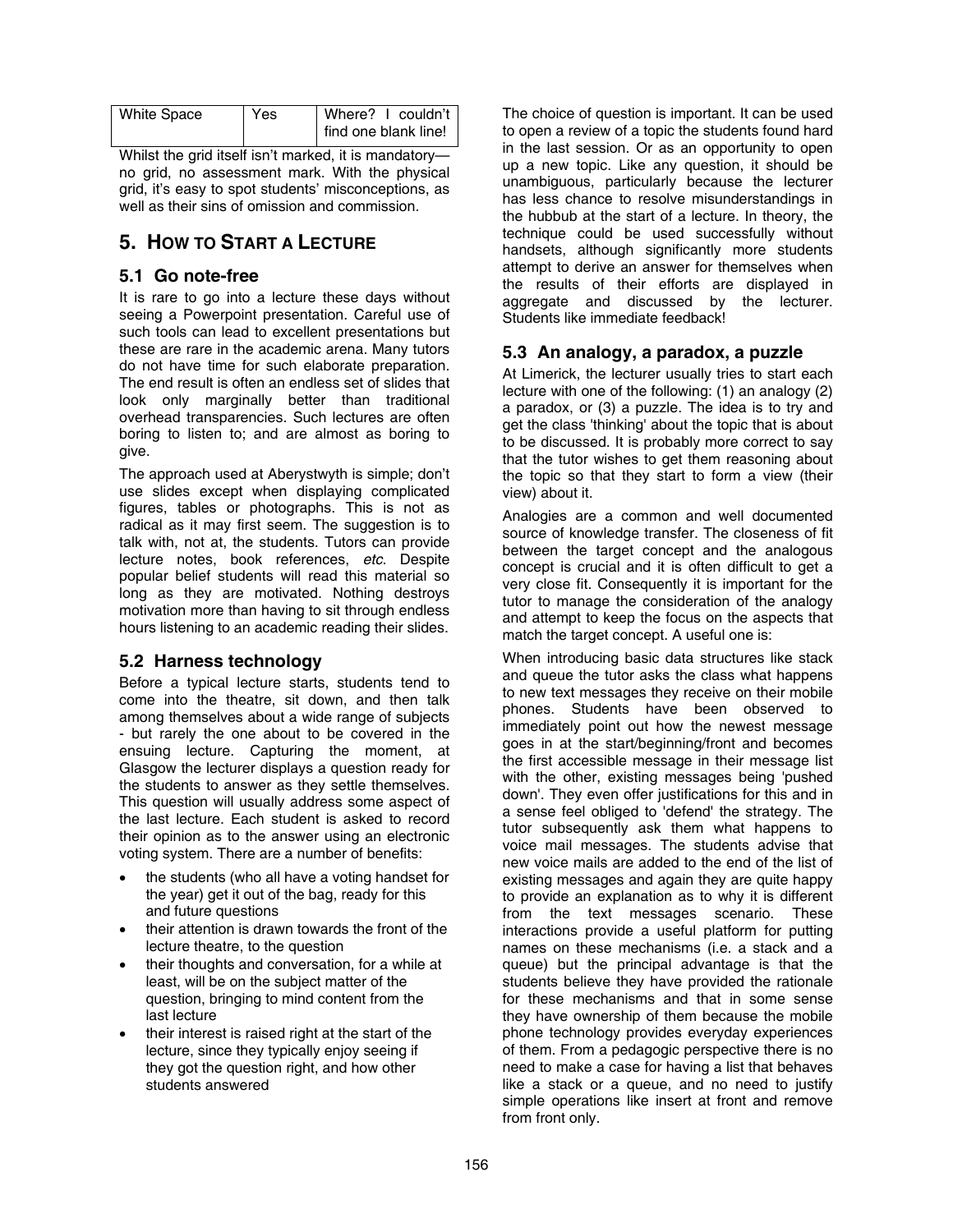| White Space | Yes | Where? I couldn't find one blank line! |
|---|---|---|

Whilst the grid itself isn't marked, it is mandatory—no grid, no assessment mark. With the physical grid, it's easy to spot students' misconceptions, as well as their sins of omission and commission.

# 5. HOW TO START A LECTURE

## 5.1 Go note-free

It is rare to go into a lecture these days without seeing a Powerpoint presentation. Careful use of such tools can lead to excellent presentations but these are rare in the academic arena. Many tutors do not have time for such elaborate preparation. The end result is often an endless set of slides that look only marginally better than traditional overhead transparencies. Such lectures are often boring to listen to; and are almost as boring to give.

The approach used at Aberystwyth is simple; don't use slides except when displaying complicated figures, tables or photographs. This is not as radical as it may first seem. The suggestion is to talk with, not at, the students. Tutors can provide lecture notes, book references, *etc*. Despite popular belief students will read this material so long as they are motivated. Nothing destroys motivation more than having to sit through endless hours listening to an academic reading their slides.

## 5.2 Harness technology

Before a typical lecture starts, students tend to come into the theatre, sit down, and then talk among themselves about a wide range of subjects - but rarely the one about to be covered in the ensuing lecture. Capturing the moment, at Glasgow the lecturer displays a question ready for the students to answer as they settle themselves. This question will usually address some aspect of the last lecture. Each student is asked to record their opinion as to the answer using an electronic voting system. There are a number of benefits:

- the students (who all have a voting handset for the year) get it out of the bag, ready for this and future questions
- their attention is drawn towards the front of the lecture theatre, to the question
- their thoughts and conversation, for a while at least, will be on the subject matter of the question, bringing to mind content from the last lecture
- their interest is raised right at the start of the lecture, since they typically enjoy seeing if they got the question right, and how other students answered

The choice of question is important. It can be used to open a review of a topic the students found hard in the last session. Or as an opportunity to open up a new topic. Like any question, it should be unambiguous, particularly because the lecturer has less chance to resolve misunderstandings in the hubbub at the start of a lecture. In theory, the technique could be used successfully without handsets, although significantly more students attempt to derive an answer for themselves when the results of their efforts are displayed in aggregate and discussed by the lecturer. Students like immediate feedback!

## 5.3 An analogy, a paradox, a puzzle

At Limerick, the lecturer usually tries to start each lecture with one of the following: (1) an analogy (2) a paradox, or (3) a puzzle. The idea is to try and get the class 'thinking' about the topic that is about to be discussed. It is probably more correct to say that the tutor wishes to get them reasoning about the topic so that they start to form a view (their view) about it.

Analogies are a common and well documented source of knowledge transfer. The closeness of fit between the target concept and the analogous concept is crucial and it is often difficult to get a very close fit. Consequently it is important for the tutor to manage the consideration of the analogy and attempt to keep the focus on the aspects that match the target concept. A useful one is:

When introducing basic data structures like stack and queue the tutor asks the class what happens to new text messages they receive on their mobile phones. Students have been observed to immediately point out how the newest message goes in at the start/beginning/front and becomes the first accessible message in their message list with the other, existing messages being 'pushed down'. They even offer justifications for this and in a sense feel obliged to 'defend' the strategy. The tutor subsequently ask them what happens to voice mail messages. The students advise that new voice mails are added to the end of the list of existing messages and again they are quite happy to provide an explanation as to why it is different from the text messages scenario. These interactions provide a useful platform for putting names on these mechanisms (i.e. a stack and a queue) but the principal advantage is that the students believe they have provided the rationale for these mechanisms and that in some sense they have ownership of them because the mobile phone technology provides everyday experiences of them. From a pedagogic perspective there is no need to make a case for having a list that behaves like a stack or a queue, and no need to justify simple operations like insert at front and remove from front only.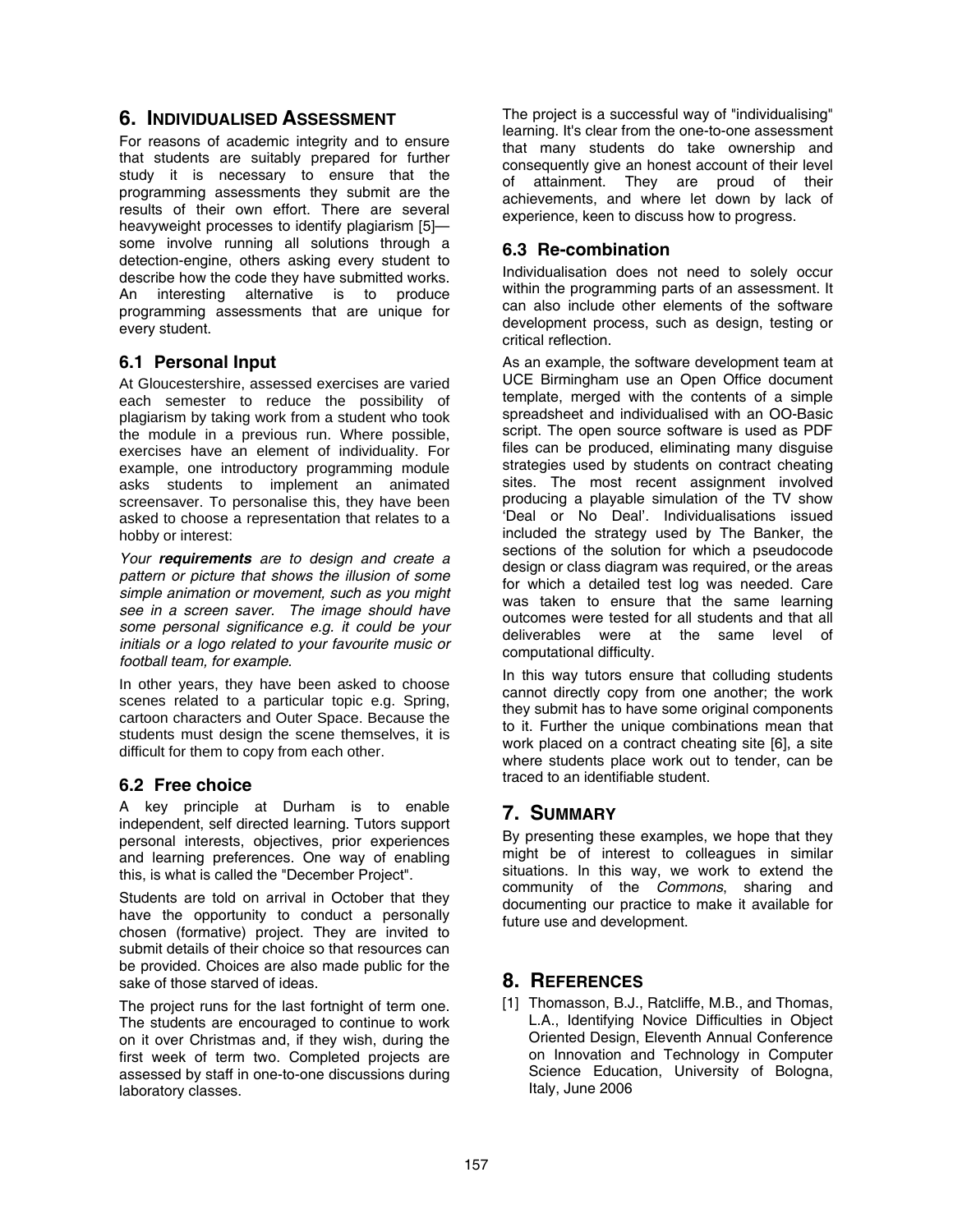## 6. INDIVIDUALISED ASSESSMENT

For reasons of academic integrity and to ensure that students are suitably prepared for further study it is necessary to ensure that the programming assessments they submit are the results of their own effort. There are several heavyweight processes to identify plagiarism [5]—some involve running all solutions through a detection-engine, others asking every student to describe how the code they have submitted works. An interesting alternative is to produce programming assessments that are unique for every student.

### 6.1 Personal Input

At Gloucestershire, assessed exercises are varied each semester to reduce the possibility of plagiarism by taking work from a student who took the module in a previous run. Where possible, exercises have an element of individuality. For example, one introductory programming module asks students to implement an animated screensaver. To personalise this, they have been asked to choose a representation that relates to a hobby or interest:

*Your **requirements** are to design and create a pattern or picture that shows the illusion of some simple animation or movement, such as you might see in a screen saver. The image should have some personal significance e.g. it could be your initials or a logo related to your favourite music or football team, for example.*

In other years, they have been asked to choose scenes related to a particular topic e.g. Spring, cartoon characters and Outer Space. Because the students must design the scene themselves, it is difficult for them to copy from each other.

### 6.2 Free choice

A key principle at Durham is to enable independent, self directed learning. Tutors support personal interests, objectives, prior experiences and learning preferences. One way of enabling this, is what is called the "December Project".

Students are told on arrival in October that they have the opportunity to conduct a personally chosen (formative) project. They are invited to submit details of their choice so that resources can be provided. Choices are also made public for the sake of those starved of ideas.

The project runs for the last fortnight of term one. The students are encouraged to continue to work on it over Christmas and, if they wish, during the first week of term two. Completed projects are assessed by staff in one-to-one discussions during laboratory classes.

The project is a successful way of "individualising" learning. It's clear from the one-to-one assessment that many students do take ownership and consequently give an honest account of their level of attainment. They are proud of their achievements, and where let down by lack of experience, keen to discuss how to progress.

### 6.3 Re-combination

Individualisation does not need to solely occur within the programming parts of an assessment. It can also include other elements of the software development process, such as design, testing or critical reflection.

As an example, the software development team at UCE Birmingham use an Open Office document template, merged with the contents of a simple spreadsheet and individualised with an OO-Basic script. The open source software is used as PDF files can be produced, eliminating many disguise strategies used by students on contract cheating sites. The most recent assignment involved producing a playable simulation of the TV show 'Deal or No Deal'. Individualisations issued included the strategy used by The Banker, the sections of the solution for which a pseudocode design or class diagram was required, or the areas for which a detailed test log was needed. Care was taken to ensure that the same learning outcomes were tested for all students and that all deliverables were at the same level of computational difficulty.

In this way tutors ensure that colluding students cannot directly copy from one another; the work they submit has to have some original components to it. Further the unique combinations mean that work placed on a contract cheating site [6], a site where students place work out to tender, can be traced to an identifiable student.

## 7. SUMMARY

By presenting these examples, we hope that they might be of interest to colleagues in similar situations. In this way, we work to extend the community of the *Commons*, sharing and documenting our practice to make it available for future use and development.

## 8. REFERENCES

[1] Thomasson, B.J., Ratcliffe, M.B., and Thomas, L.A., Identifying Novice Difficulties in Object Oriented Design, Eleventh Annual Conference on Innovation and Technology in Computer Science Education, University of Bologna, Italy, June 2006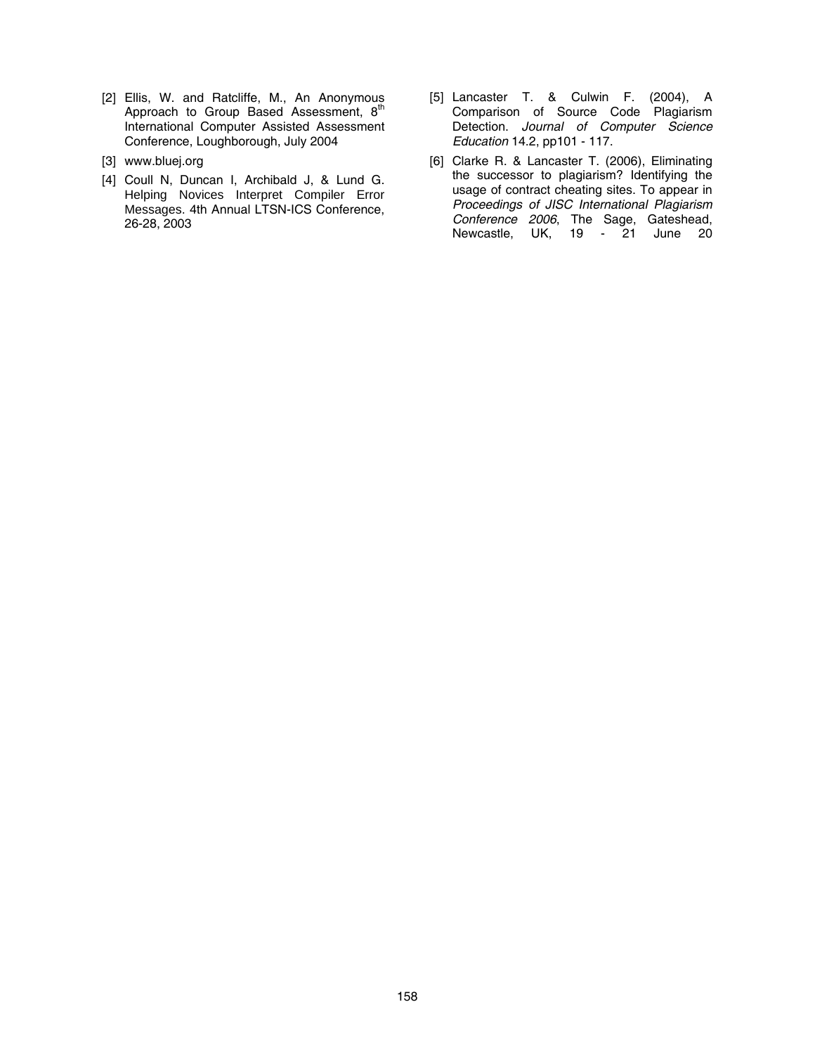[2] Ellis, W. and Ratcliffe, M., An Anonymous Approach to Group Based Assessment, 8th International Computer Assisted Assessment Conference, Loughborough, July 2004

[3] www.bluej.org

[4] Coull N, Duncan I, Archibald J, & Lund G. Helping Novices Interpret Compiler Error Messages. 4th Annual LTSN-ICS Conference, 26-28, 2003

[5] Lancaster T. & Culwin F. (2004), A Comparison of Source Code Plagiarism Detection. *Journal of Computer Science Education* 14.2, pp101 - 117.

[6] Clarke R. & Lancaster T. (2006), Eliminating the successor to plagiarism? Identifying the usage of contract cheating sites. To appear in *Proceedings of JISC International Plagiarism Conference 2006*, The Sage, Gateshead, Newcastle, UK, 19 - 21 June 20